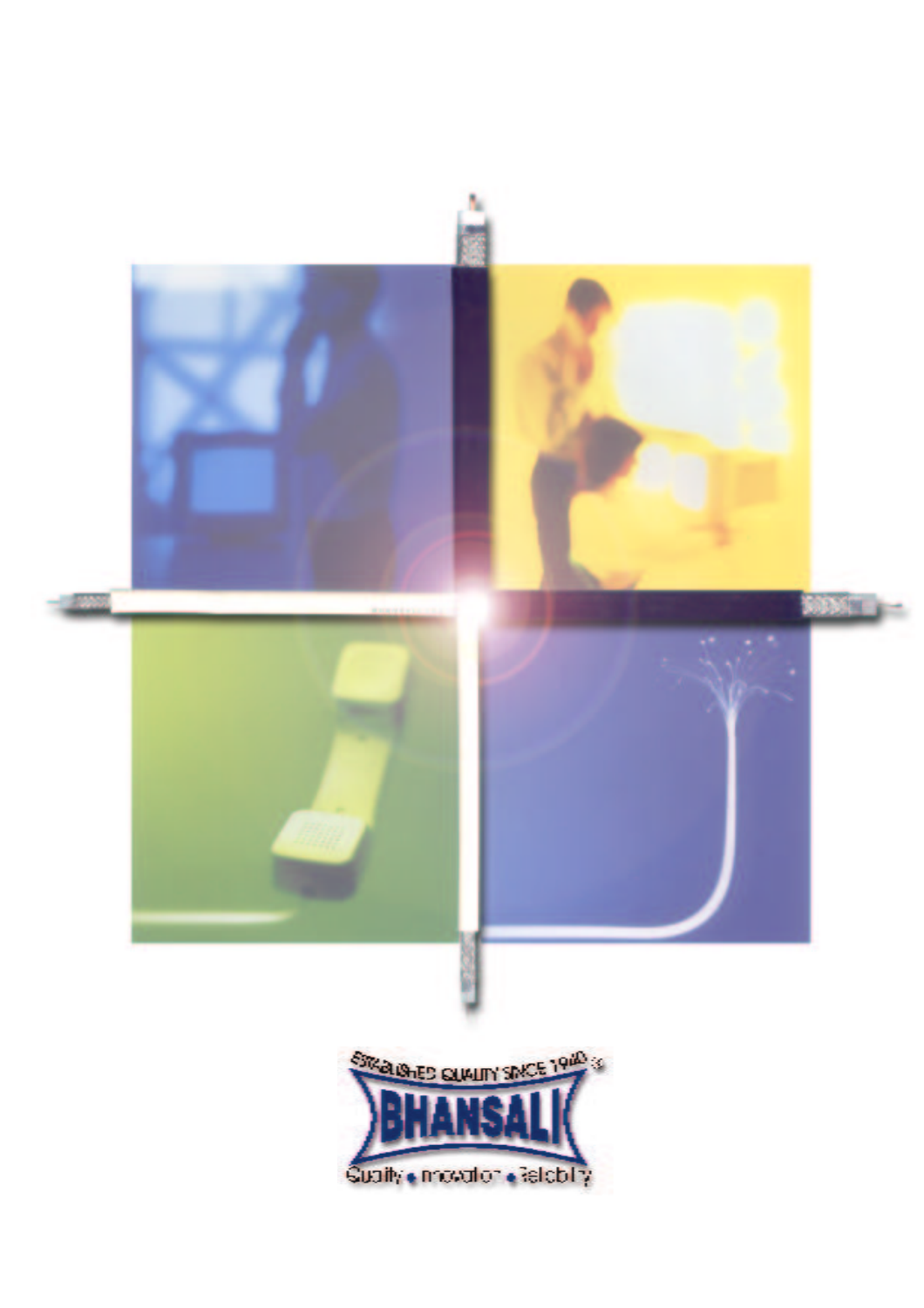ESTABLISHED QUALITY SINCE 1940's

BHANSALI

Quality • Innovation • Reliability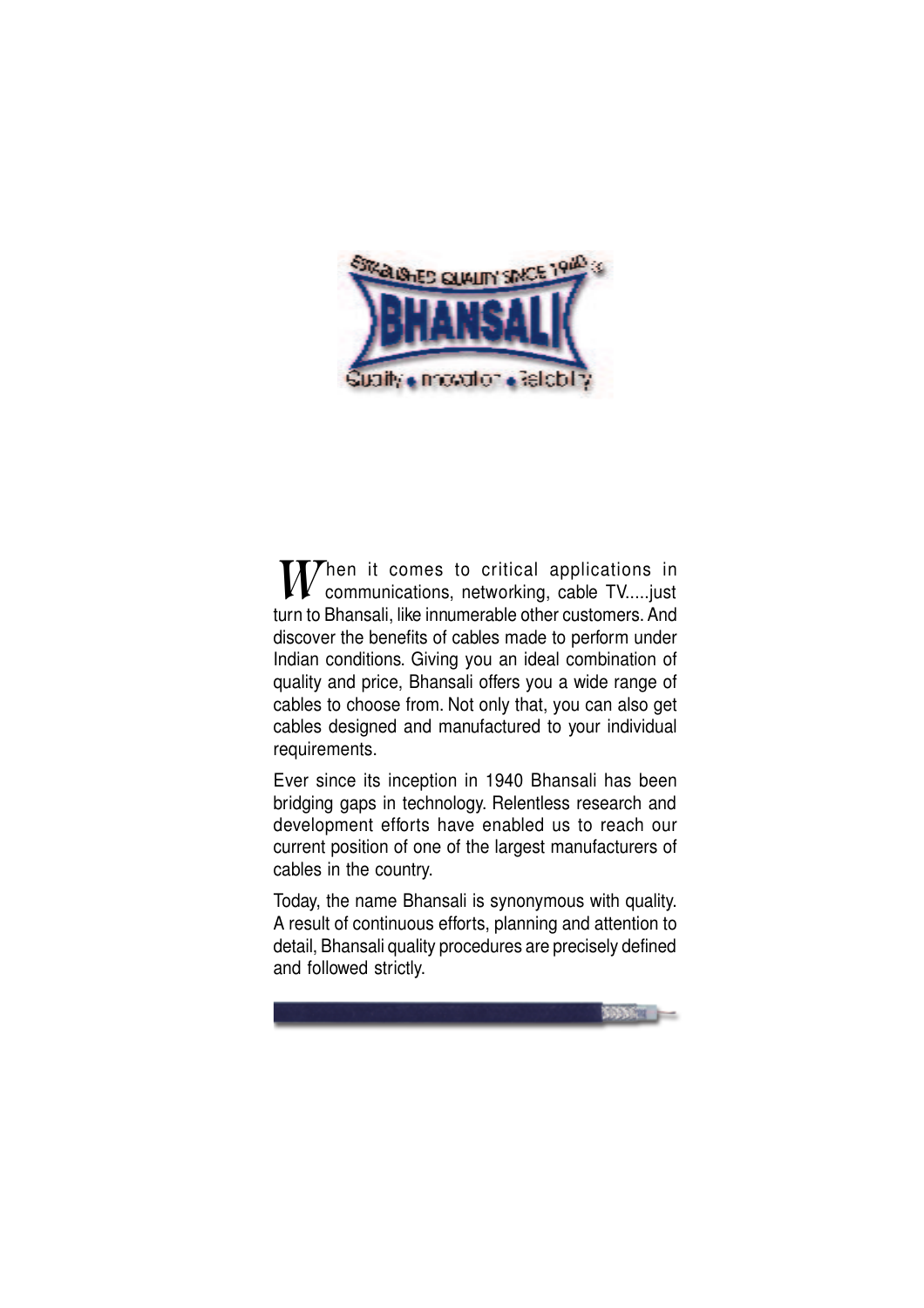When it comes to critical applications in communications, networking, cable TV.....just turn to Bhansali, like innumerable other customers. And discover the benefits of cables made to perform under Indian conditions. Giving you an ideal combination of quality and price, Bhansali offers you a wide range of cables to choose from. Not only that, you can also get cables designed and manufactured to your individual requirements.

Ever since its inception in 1940 Bhansali has been bridging gaps in technology. Relentless research and development efforts have enabled us to reach our current position of one of the largest manufacturers of cables in the country.

Today, the name Bhansali is synonymous with quality. A result of continuous efforts, planning and attention to detail, Bhansali quality procedures are precisely defined and followed strictly.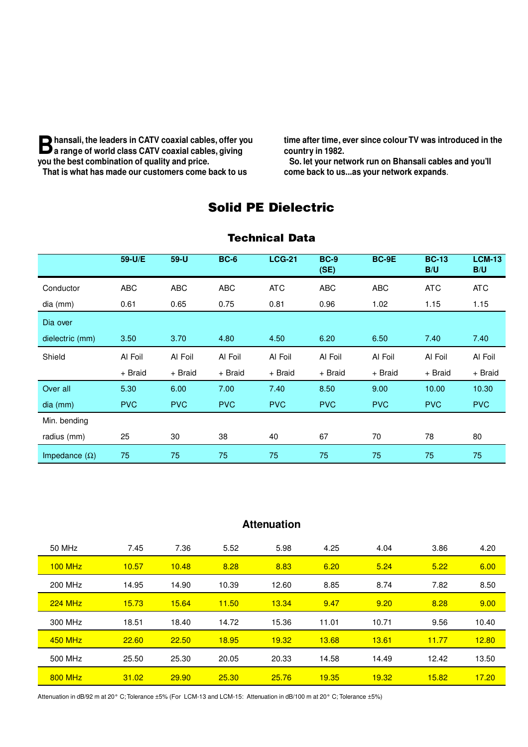**Bhansali, the leaders in CATV coaxial cables, offer you a range of world class CATV coaxial cables, giving you the best combination of quality and price.**

**That is what has made our customers come back to us time after time, ever since colour TV was introduced in the country in 1982.**

**So. let your network run on Bhansali cables and you'll come back to us...as your network expands.**

## Solid PE Dielectric

### Technical Data

| | 59-U/E | 59-U | BC-6 | LCG-21 | BC-9 (SE) | BC-9E | BC-13 B/U | LCM-13 B/U |
|---|---|---|---|---|---|---|---|---|
| Conductor | ABC | ABC | ABC | ATC | ABC | ABC | ATC | ATC |
| dia (mm) | 0.61 | 0.65 | 0.75 | 0.81 | 0.96 | 1.02 | 1.15 | 1.15 |
| Dia over dielectric (mm) | 3.50 | 3.70 | 4.80 | 4.50 | 6.20 | 6.50 | 7.40 | 7.40 |
| Shield | Al Foil + Braid | Al Foil + Braid | Al Foil + Braid | Al Foil + Braid | Al Foil + Braid | Al Foil + Braid | Al Foil + Braid | Al Foil + Braid |
| Over all | 5.30 | 6.00 | 7.00 | 7.40 | 8.50 | 9.00 | 10.00 | 10.30 |
| dia (mm) | PVC | PVC | PVC | PVC | PVC | PVC | PVC | PVC |
| Min. bending radius (mm) | 25 | 30 | 38 | 40 | 67 | 70 | 78 | 80 |
| Impedance (Ω) | 75 | 75 | 75 | 75 | 75 | 75 | 75 | 75 |

### Attenuation

| | 59-U/E | 59-U | BC-6 | LCG-21 | BC-9 (SE) | BC-9E | BC-13 B/U | LCM-13 B/U |
|---|---|---|---|---|---|---|---|---|
| 50 MHz | 7.45 | 7.36 | 5.52 | 5.98 | 4.25 | 4.04 | 3.86 | 4.20 |
| 100 MHz | 10.57 | 10.48 | 8.28 | 8.83 | 6.20 | 5.24 | 5.22 | 6.00 |
| 200 MHz | 14.95 | 14.90 | 10.39 | 12.60 | 8.85 | 8.74 | 7.82 | 8.50 |
| 224 MHz | 15.73 | 15.64 | 11.50 | 13.34 | 9.47 | 9.20 | 8.28 | 9.00 |
| 300 MHz | 18.51 | 18.40 | 14.72 | 15.36 | 11.01 | 10.71 | 9.56 | 10.40 |
| 450 MHz | 22.60 | 22.50 | 18.95 | 19.32 | 13.68 | 13.61 | 11.77 | 12.80 |
| 500 MHz | 25.50 | 25.30 | 20.05 | 20.33 | 14.58 | 14.49 | 12.42 | 13.50 |
| 800 MHz | 31.02 | 29.90 | 25.30 | 25.76 | 19.35 | 19.32 | 15.82 | 17.20 |

Attenuation in dB/92 m at 20° C; Tolerance ±5% (For LCM-13 and LCM-15: Attenuation in dB/100 m at 20° C; Tolerance ±5%)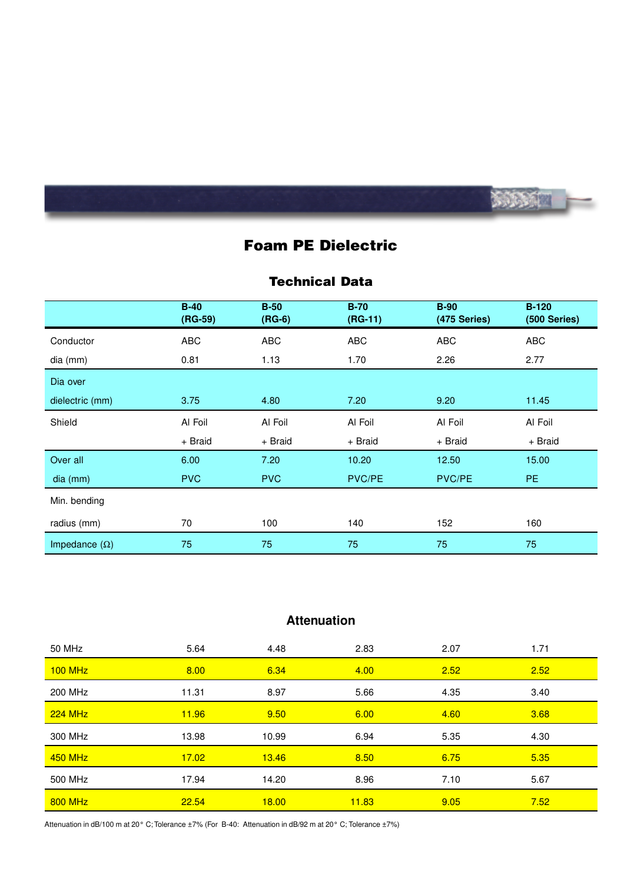# Foam PE Dielectric

## Technical Data

| | **B-40 (RG-59)** | **B-50 (RG-6)** | **B-70 (RG-11)** | **B-90 (475 Series)** | **B-120 (500 Series)** |
|---|---|---|---|---|---|
| Conductor dia (mm) | ABC 0.81 | ABC 1.13 | ABC 1.70 | ABC 2.26 | ABC 2.77 |
| Dia over dielectric (mm) | 3.75 | 4.80 | 7.20 | 9.20 | 11.45 |
| Shield | Al Foil + Braid | Al Foil + Braid | Al Foil + Braid | Al Foil + Braid | Al Foil + Braid |
| Over all dia (mm) | 6.00 PVC | 7.20 PVC | 10.20 PVC/PE | 12.50 PVC/PE | 15.00 PE |
| Min. bending radius (mm) | 70 | 100 | 140 | 152 | 160 |
| Impedance (Ω) | 75 | 75 | 75 | 75 | 75 |

## Attenuation

| | B-40 | B-50 | B-70 | B-90 | B-120 |
|---|---|---|---|---|---|
| 50 MHz | 5.64 | 4.48 | 2.83 | 2.07 | 1.71 |
| 100 MHz | 8.00 | 6.34 | 4.00 | 2.52 | 2.52 |
| 200 MHz | 11.31 | 8.97 | 5.66 | 4.35 | 3.40 |
| 224 MHz | 11.96 | 9.50 | 6.00 | 4.60 | 3.68 |
| 300 MHz | 13.98 | 10.99 | 6.94 | 5.35 | 4.30 |
| 450 MHz | 17.02 | 13.46 | 8.50 | 6.75 | 5.35 |
| 500 MHz | 17.94 | 14.20 | 8.96 | 7.10 | 5.67 |
| 800 MHz | 22.54 | 18.00 | 11.83 | 9.05 | 7.52 |

Attenuation in dB/100 m at 20° C; Tolerance ±7% (For B-40: Attenuation in dB/92 m at 20° C; Tolerance ±7%)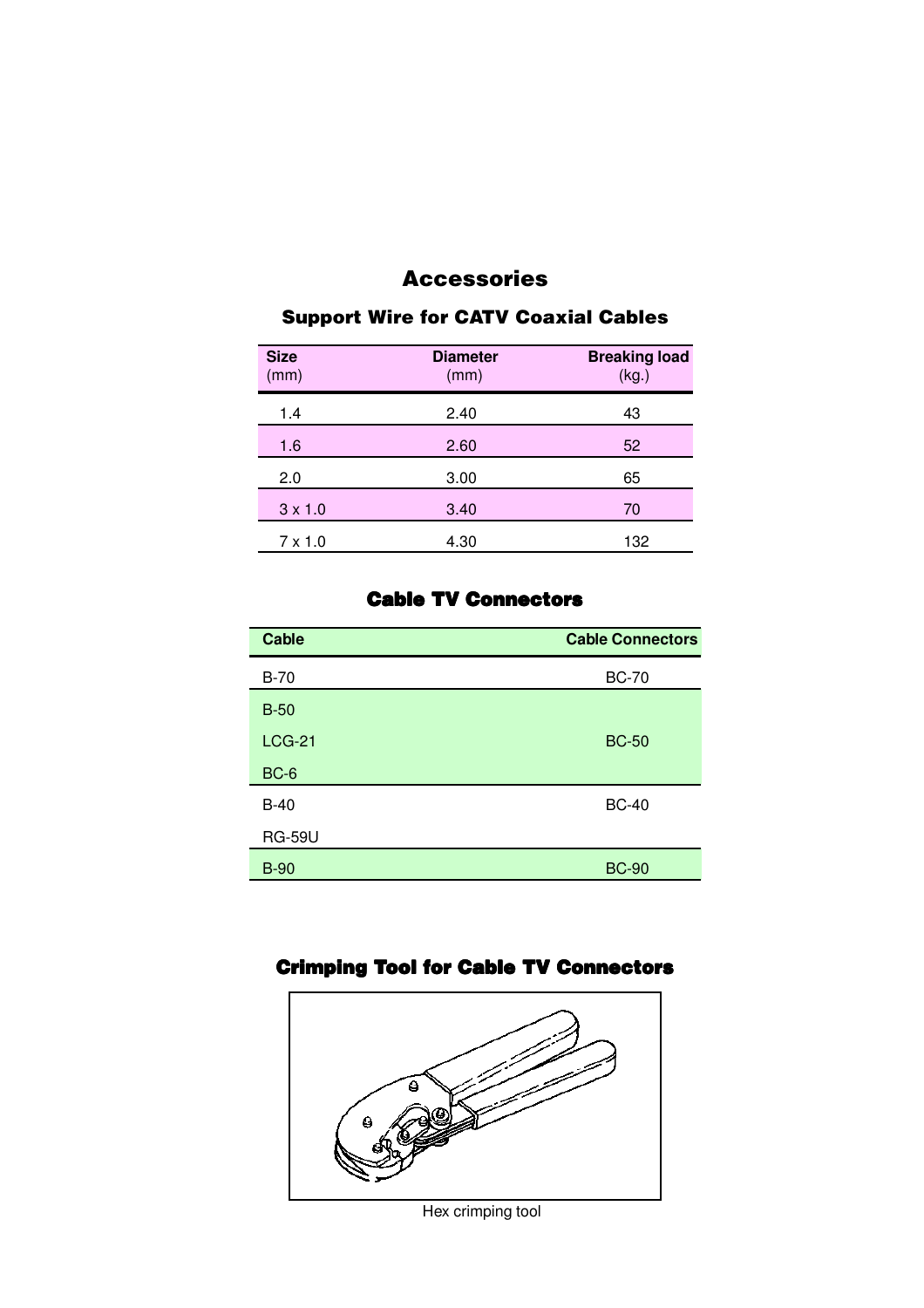# Accessories

## Support Wire for CATV Coaxial Cables

| Size (mm) | Diameter (mm) | Breaking load (kg.) |
|---|---|---|
| 1.4 | 2.40 | 43 |
| 1.6 | 2.60 | 52 |
| 2.0 | 3.00 | 65 |
| 3 x 1.0 | 3.40 | 70 |
| 7 x 1.0 | 4.30 | 132 |

## Cable TV Connectors

| Cable | Cable Connectors |
|---|---|
| B-70 | BC-70 |
| B-50, LCG-21, BC-6 | BC-50 |
| B-40, RG-59U | BC-40 |
| B-90 | BC-90 |

## Crimping Tool for Cable TV Connectors

Hex crimping tool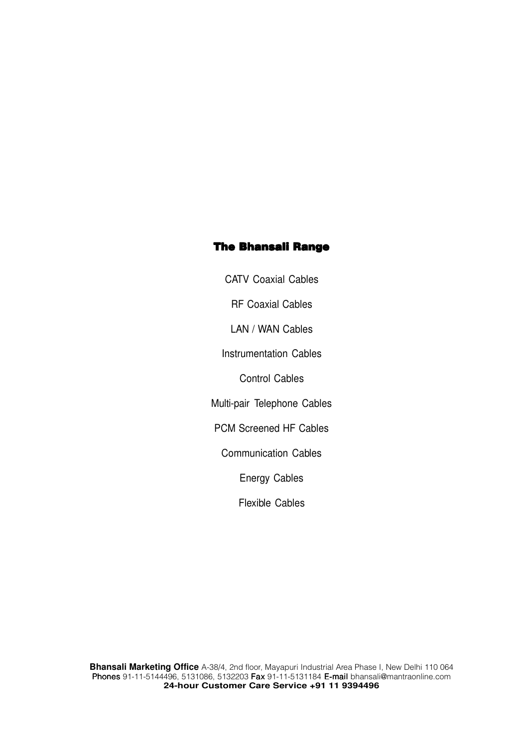## The Bhansali Range

CATV Coaxial Cables

RF Coaxial Cables

LAN / WAN Cables

Instrumentation Cables

Control Cables

Multi-pair Telephone Cables

PCM Screened HF Cables

Communication Cables

Energy Cables

Flexible Cables

**Bhansali Marketing Office** A-38/4, 2nd floor, Mayapuri Industrial Area Phase I, New Delhi 110 064
**Phones** 91-11-5144496, 5131086, 5132203 **Fax** 91-11-5131184 **E-mail** bhansali@mantraonline.com
**24-hour Customer Care Service +91 11 9394496**